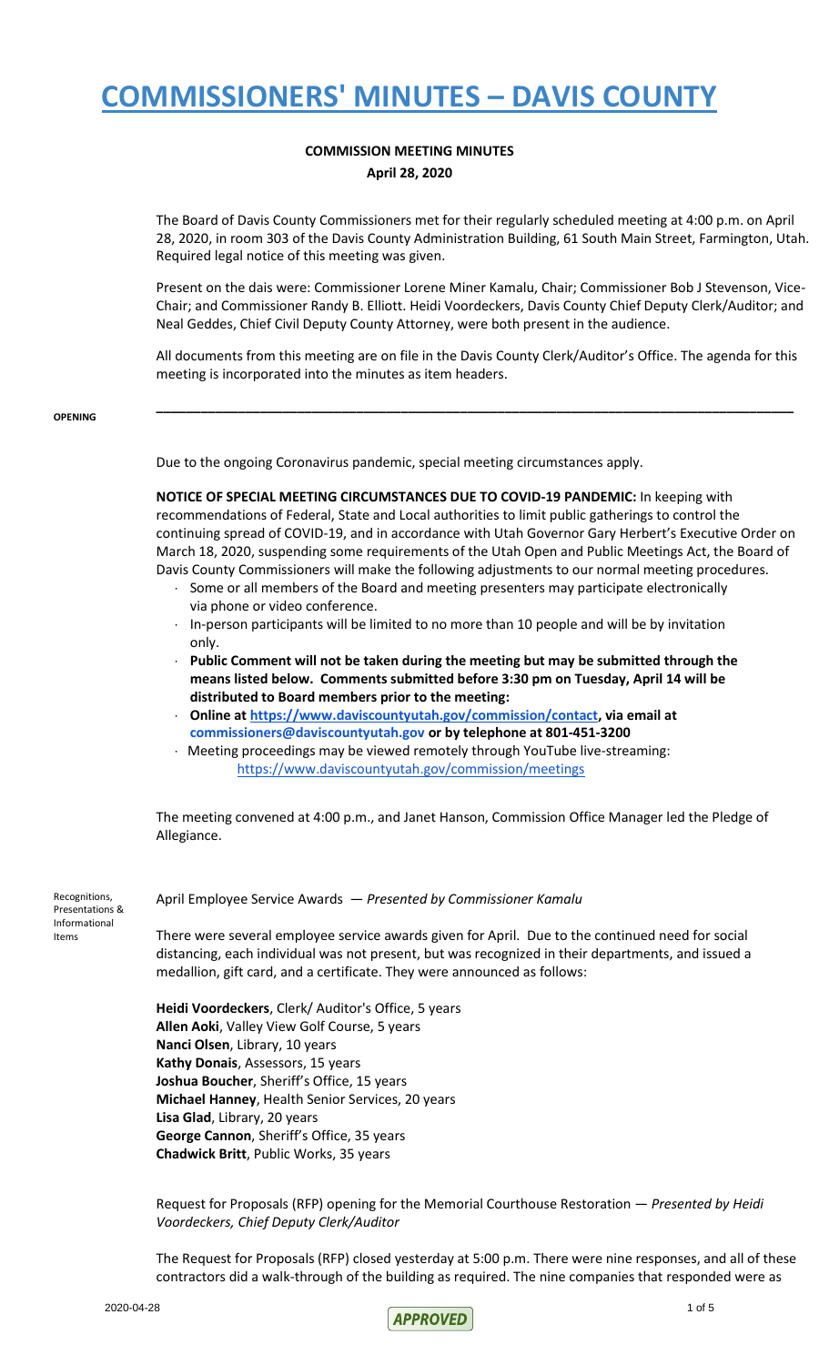# COMMISSIONERS' MINUTES – DAVIS COUNTY

**COMMISSION MEETING MINUTES**

**April 28, 2020**

The Board of Davis County Commissioners met for their regularly scheduled meeting at 4:00 p.m. on April 28, 2020, in room 303 of the Davis County Administration Building, 61 South Main Street, Farmington, Utah. Required legal notice of this meeting was given.

Present on the dais were: Commissioner Lorene Miner Kamalu, Chair; Commissioner Bob J Stevenson, Vice-Chair; and Commissioner Randy B. Elliott. Heidi Voordeckers, Davis County Chief Deputy Clerk/Auditor; and Neal Geddes, Chief Civil Deputy County Attorney, were both present in the audience.

All documents from this meeting are on file in the Davis County Clerk/Auditor's Office. The agenda for this meeting is incorporated into the minutes as item headers.

---

**OPENING**

Due to the ongoing Coronavirus pandemic, special meeting circumstances apply.

**NOTICE OF SPECIAL MEETING CIRCUMSTANCES DUE TO COVID-19 PANDEMIC:** In keeping with recommendations of Federal, State and Local authorities to limit public gatherings to control the continuing spread of COVID-19, and in accordance with Utah Governor Gary Herbert's Executive Order on March 18, 2020, suspending some requirements of the Utah Open and Public Meetings Act, the Board of Davis County Commissioners will make the following adjustments to our normal meeting procedures.

- Some or all members of the Board and meeting presenters may participate electronically via phone or video conference.
- In-person participants will be limited to no more than 10 people and will be by invitation only.
- **Public Comment will not be taken during the meeting but may be submitted through the means listed below. Comments submitted before 3:30 pm on Tuesday, April 14 will be distributed to Board members prior to the meeting:**
- **Online at https://www.daviscountyutah.gov/commission/contact, via email at commissioners@daviscountyutah.gov or by telephone at 801-451-3200**
- Meeting proceedings may be viewed remotely through YouTube live-streaming: https://www.daviscountyutah.gov/commission/meetings

The meeting convened at 4:00 p.m., and Janet Hanson, Commission Office Manager led the Pledge of Allegiance.

**Recognitions, Presentations & Informational Items**

April Employee Service Awards — *Presented by Commissioner Kamalu*

There were several employee service awards given for April. Due to the continued need for social distancing, each individual was not present, but was recognized in their departments, and issued a medallion, gift card, and a certificate. They were announced as follows:

**Heidi Voordeckers**, Clerk/ Auditor's Office, 5 years
**Allen Aoki**, Valley View Golf Course, 5 years
**Nanci Olsen**, Library, 10 years
**Kathy Donais**, Assessors, 15 years
**Joshua Boucher**, Sheriff's Office, 15 years
**Michael Hanney**, Health Senior Services, 20 years
**Lisa Glad**, Library, 20 years
**George Cannon**, Sheriff's Office, 35 years
**Chadwick Britt**, Public Works, 35 years

Request for Proposals (RFP) opening for the Memorial Courthouse Restoration — *Presented by Heidi Voordeckers, Chief Deputy Clerk/Auditor*

The Request for Proposals (RFP) closed yesterday at 5:00 p.m. There were nine responses, and all of these contractors did a walk-through of the building as required. The nine companies that responded were as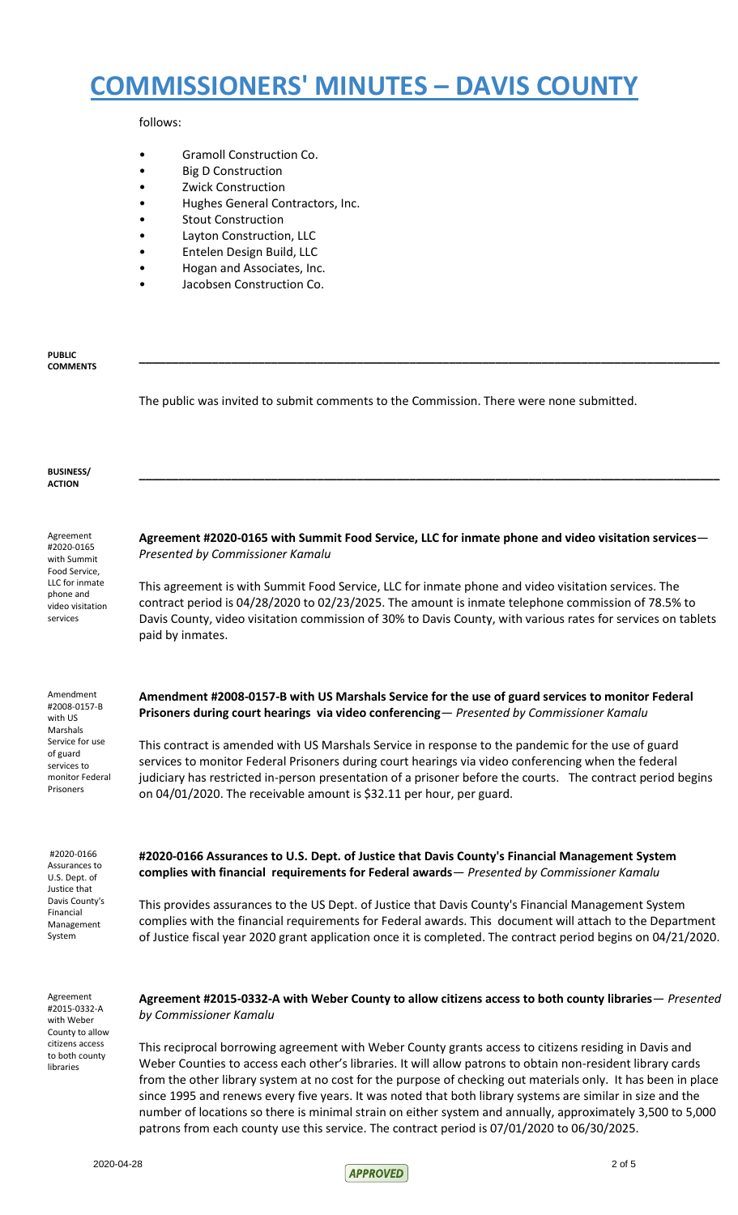follows:

- Gramoll Construction Co.
- Big D Construction
- Zwick Construction
- Hughes General Contractors, Inc.
- Stout Construction
- Layton Construction, LLC
- Entelen Design Build, LLC
- Hogan and Associates, Inc.
- Jacobsen Construction Co.

**PUBLIC COMMENTS**

---

The public was invited to submit comments to the Commission. There were none submitted.

**BUSINESS/ ACTION**

---

Agreement #2020-0165 with Summit Food Service, LLC for inmate phone and video visitation services

**Agreement #2020-0165 with Summit Food Service, LLC for inmate phone and video visitation services**— *Presented by Commissioner Kamalu*

This agreement is with Summit Food Service, LLC for inmate phone and video visitation services. The contract period is 04/28/2020 to 02/23/2025. The amount is inmate telephone commission of 78.5% to Davis County, video visitation commission of 30% to Davis County, with various rates for services on tablets paid by inmates.

Amendment #2008-0157-B with US Marshals Service for use of guard services to monitor Federal Prisoners

**Amendment #2008-0157-B with US Marshals Service for the use of guard services to monitor Federal Prisoners during court hearings via video conferencing**— *Presented by Commissioner Kamalu*

This contract is amended with US Marshals Service in response to the pandemic for the use of guard services to monitor Federal Prisoners during court hearings via video conferencing when the federal judiciary has restricted in-person presentation of a prisoner before the courts. The contract period begins on 04/01/2020. The receivable amount is $32.11 per hour, per guard.

#2020-0166 Assurances to U.S. Dept. of Justice that Davis County's Financial Management System

**#2020-0166 Assurances to U.S. Dept. of Justice that Davis County's Financial Management System complies with financial requirements for Federal awards**— *Presented by Commissioner Kamalu*

This provides assurances to the US Dept. of Justice that Davis County's Financial Management System complies with the financial requirements for Federal awards. This document will attach to the Department of Justice fiscal year 2020 grant application once it is completed. The contract period begins on 04/21/2020.

Agreement #2015-0332-A with Weber County to allow citizens access to both county libraries

**Agreement #2015-0332-A with Weber County to allow citizens access to both county libraries**— *Presented by Commissioner Kamalu*

This reciprocal borrowing agreement with Weber County grants access to citizens residing in Davis and Weber Counties to access each other's libraries. It will allow patrons to obtain non-resident library cards from the other library system at no cost for the purpose of checking out materials only. It has been in place since 1995 and renews every five years. It was noted that both library systems are similar in size and the number of locations so there is minimal strain on either system and annually, approximately 3,500 to 5,000 patrons from each county use this service. The contract period is 07/01/2020 to 06/30/2025.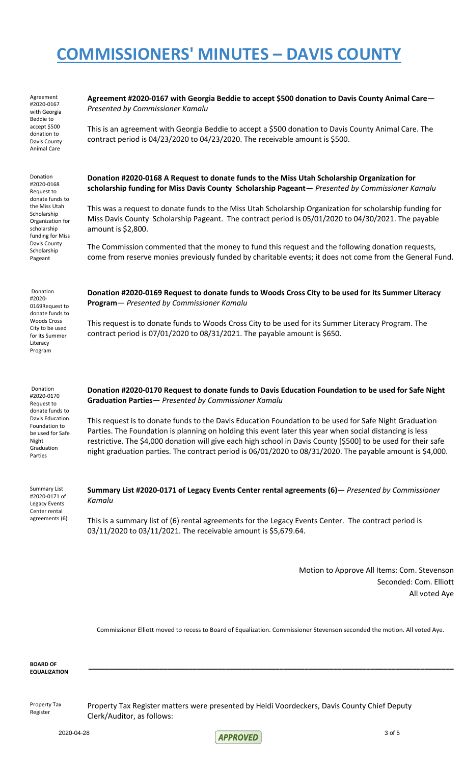# COMMISSIONERS' MINUTES – DAVIS COUNTY

Agreement #2020-0167 with Georgia Beddie to accept $500 donation to Davis County Animal Care

**Agreement #2020-0167 with Georgia Beddie to accept $500 donation to Davis County Animal Care**— *Presented by Commissioner Kamalu*

This is an agreement with Georgia Beddie to accept a $500 donation to Davis County Animal Care. The contract period is 04/23/2020 to 04/23/2020. The receivable amount is $500.

Donation #2020-0168 Request to donate funds to the Miss Utah Scholarship Organization for scholarship funding for Miss Davis County Scholarship Pageant

**Donation #2020-0168 A Request to donate funds to the Miss Utah Scholarship Organization for scholarship funding for Miss Davis County Scholarship Pageant**— *Presented by Commissioner Kamalu*

This was a request to donate funds to the Miss Utah Scholarship Organization for scholarship funding for Miss Davis County Scholarship Pageant. The contract period is 05/01/2020 to 04/30/2021. The payable amount is $2,800.

The Commission commented that the money to fund this request and the following donation requests, come from reserve monies previously funded by charitable events; it does not come from the General Fund.

Donation #2020-0169Request to donate funds to Woods Cross City to be used for its Summer Literacy Program

**Donation #2020-0169 Request to donate funds to Woods Cross City to be used for its Summer Literacy Program**— *Presented by Commissioner Kamalu*

This request is to donate funds to Woods Cross City to be used for its Summer Literacy Program. The contract period is 07/01/2020 to 08/31/2021. The payable amount is $650.

Donation #2020-0170 Request to donate funds to Davis Education Foundation to be used for Safe Night Graduation Parties

**Donation #2020-0170 Request to donate funds to Davis Education Foundation to be used for Safe Night Graduation Parties**— *Presented by Commissioner Kamalu*

This request is to donate funds to the Davis Education Foundation to be used for Safe Night Graduation Parties. The Foundation is planning on holding this event later this year when social distancing is less restrictive. The $4,000 donation will give each high school in Davis County [$500] to be used for their safe night graduation parties. The contract period is 06/01/2020 to 08/31/2020. The payable amount is $4,000.

Summary List #2020-0171 of Legacy Events Center rental agreements (6)

**Summary List #2020-0171 of Legacy Events Center rental agreements (6)**— *Presented by Commissioner Kamalu*

This is a summary list of (6) rental agreements for the Legacy Events Center. The contract period is 03/11/2020 to 03/11/2021. The receivable amount is $5,679.64.

Motion to Approve All Items: Com. Stevenson
Seconded: Com. Elliott
All voted Aye

Commissioner Elliott moved to recess to Board of Equalization. Commissioner Stevenson seconded the motion. All voted Aye.

**BOARD OF EQUALIZATION**

Property Tax Register

Property Tax Register matters were presented by Heidi Voordeckers, Davis County Chief Deputy Clerk/Auditor, as follows: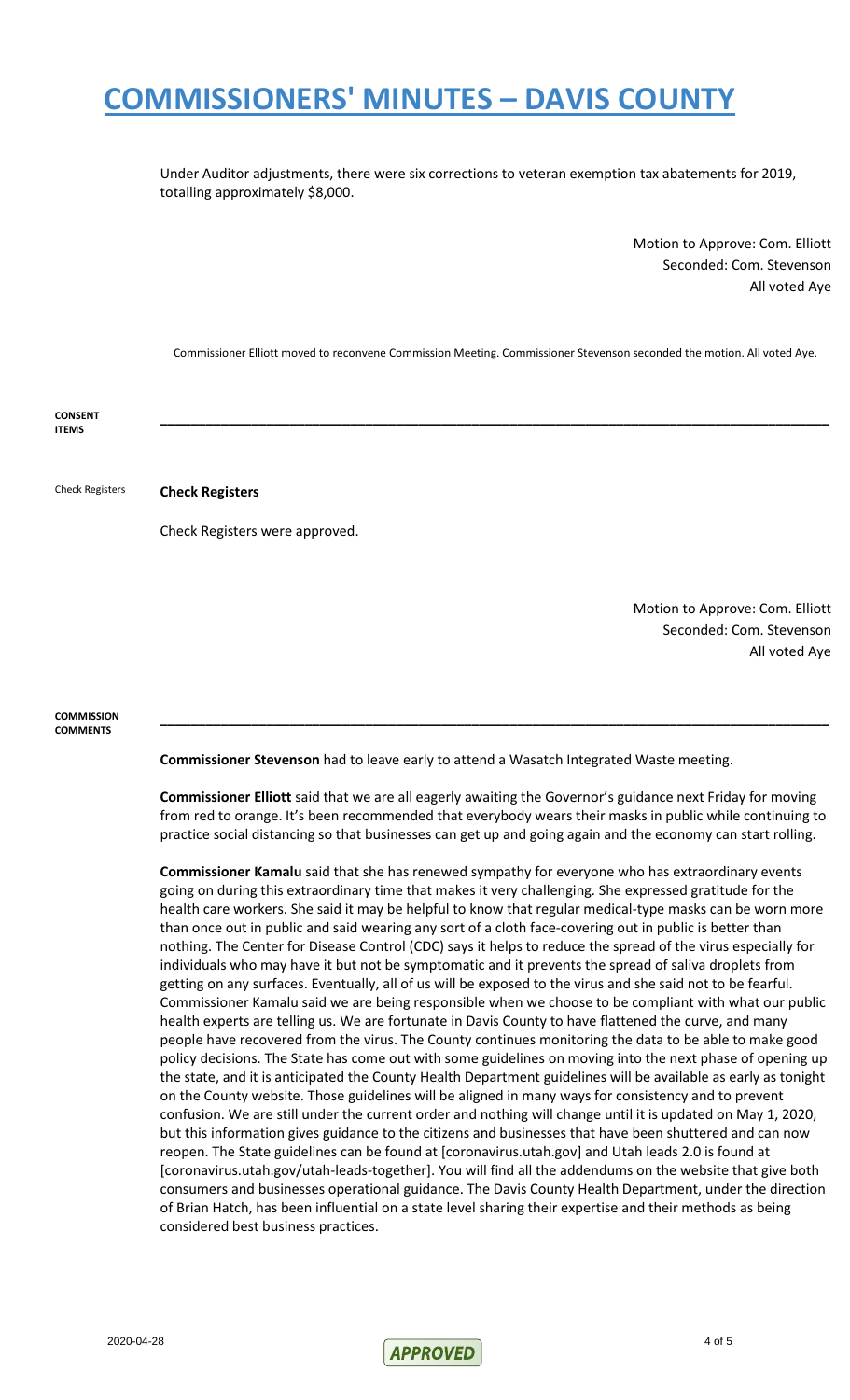Under Auditor adjustments, there were six corrections to veteran exemption tax abatements for 2019, totalling approximately $8,000.

Motion to Approve: Com. Elliott
Seconded: Com. Stevenson
All voted Aye

Commissioner Elliott moved to reconvene Commission Meeting. Commissioner Stevenson seconded the motion. All voted Aye.

**CONSENT ITEMS**

---

Check Registers

**Check Registers**

Check Registers were approved.

Motion to Approve: Com. Elliott
Seconded: Com. Stevenson
All voted Aye

**COMMISSION COMMENTS**

---

**Commissioner Stevenson** had to leave early to attend a Wasatch Integrated Waste meeting.

**Commissioner Elliott** said that we are all eagerly awaiting the Governor's guidance next Friday for moving from red to orange. It's been recommended that everybody wears their masks in public while continuing to practice social distancing so that businesses can get up and going again and the economy can start rolling.

**Commissioner Kamalu** said that she has renewed sympathy for everyone who has extraordinary events going on during this extraordinary time that makes it very challenging. She expressed gratitude for the health care workers. She said it may be helpful to know that regular medical-type masks can be worn more than once out in public and said wearing any sort of a cloth face-covering out in public is better than nothing. The Center for Disease Control (CDC) says it helps to reduce the spread of the virus especially for individuals who may have it but not be symptomatic and it prevents the spread of saliva droplets from getting on any surfaces. Eventually, all of us will be exposed to the virus and she said not to be fearful. Commissioner Kamalu said we are being responsible when we choose to be compliant with what our public health experts are telling us. We are fortunate in Davis County to have flattened the curve, and many people have recovered from the virus. The County continues monitoring the data to be able to make good policy decisions. The State has come out with some guidelines on moving into the next phase of opening up the state, and it is anticipated the County Health Department guidelines will be available as early as tonight on the County website. Those guidelines will be aligned in many ways for consistency and to prevent confusion. We are still under the current order and nothing will change until it is updated on May 1, 2020, but this information gives guidance to the citizens and businesses that have been shuttered and can now reopen. The State guidelines can be found at [coronavirus.utah.gov] and Utah leads 2.0 is found at [coronavirus.utah.gov/utah-leads-together]. You will find all the addendums on the website that give both consumers and businesses operational guidance. The Davis County Health Department, under the direction of Brian Hatch, has been influential on a state level sharing their expertise and their methods as being considered best business practices.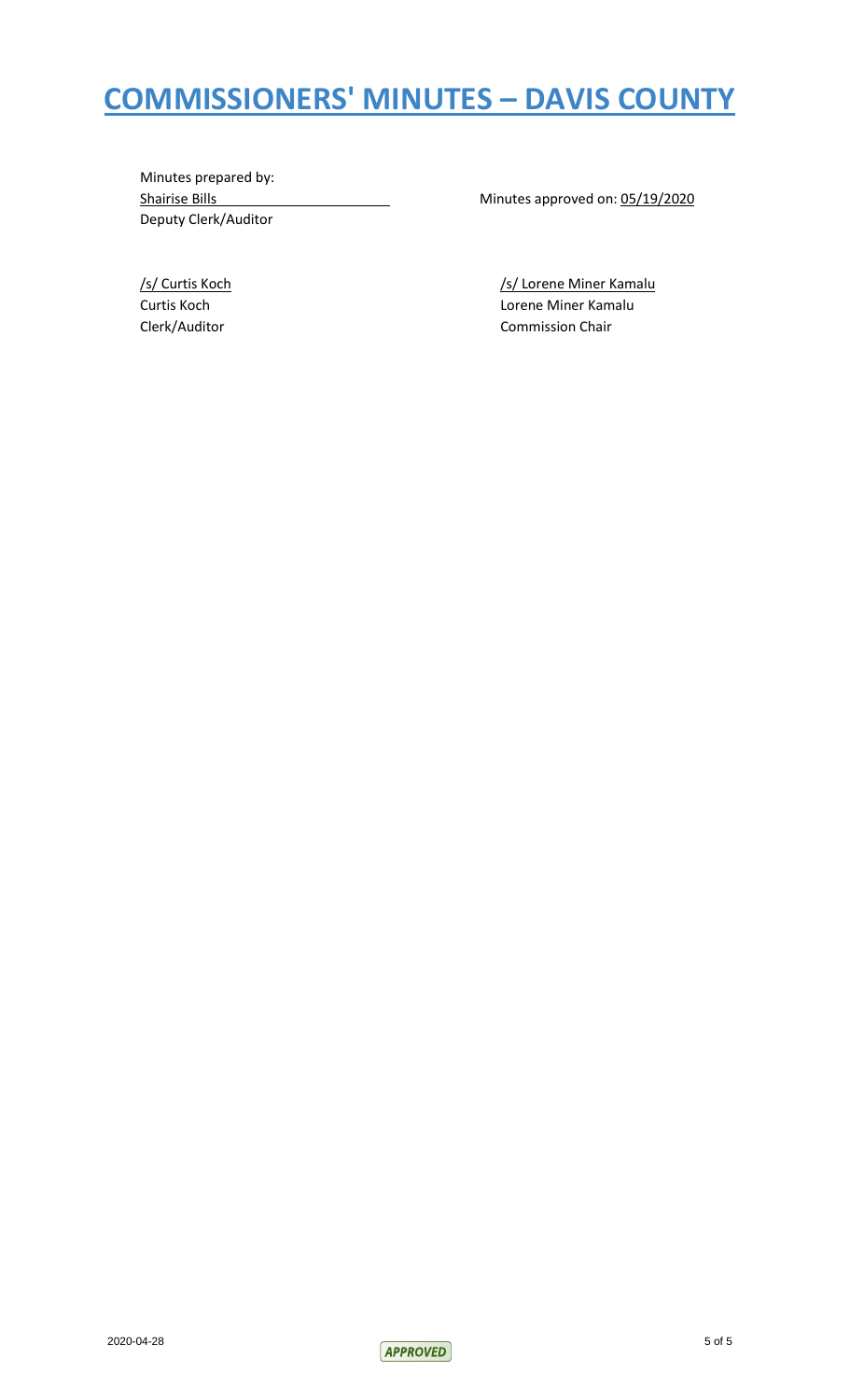# COMMISSIONERS' MINUTES – DAVIS COUNTY

Minutes prepared by:
Shairise Bills
Deputy Clerk/Auditor

Minutes approved on: 05/19/2020

/s/ Curtis Koch
Curtis Koch
Clerk/Auditor

/s/ Lorene Miner Kamalu
Lorene Miner Kamalu
Commission Chair

2020-04-28

APPROVED